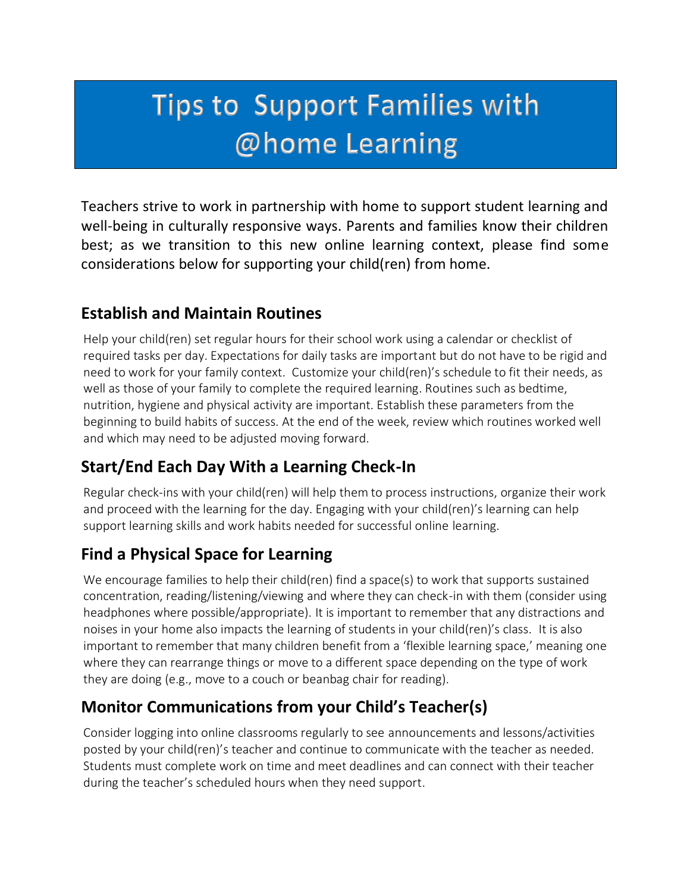# Tips to Support Families with @home Learning

Teachers strive to work in partnership with home to support student learning and well-being in culturally responsive ways. Parents and families know their children best; as we transition to this new online learning context, please find some considerations below for supporting your child(ren) from home.

## Establish and Maintain Routines

Help your child(ren) set regular hours for their school work using a calendar or checklist of required tasks per day. Expectations for daily tasks are important but do not have to be rigid and need to work for your family context. Customize your child(ren)'s schedule to fit their needs, as well as those of your family to complete the required learning. Routines such as bedtime, nutrition, hygiene and physical activity are important. Establish these parameters from the beginning to build habits of success. At the end of the week, review which routines worked well and which may need to be adjusted moving forward.

## Start/End Each Day With a Learning Check-In

Regular check-ins with your child(ren) will help them to process instructions, organize their work and proceed with the learning for the day. Engaging with your child(ren)'s learning can help support learning skills and work habits needed for successful online learning.

## Find a Physical Space for Learning

We encourage families to help their child(ren) find a space(s) to work that supports sustained concentration, reading/listening/viewing and where they can check-in with them (consider using headphones where possible/appropriate). It is important to remember that any distractions and noises in your home also impacts the learning of students in your child(ren)'s class. It is also important to remember that many children benefit from a 'flexible learning space,' meaning one where they can rearrange things or move to a different space depending on the type of work they are doing (e.g., move to a couch or beanbag chair for reading).

## Monitor Communications from your Child's Teacher(s)

Consider logging into online classrooms regularly to see announcements and lessons/activities posted by your child(ren)'s teacher and continue to communicate with the teacher as needed. Students must complete work on time and meet deadlines and can connect with their teacher during the teacher's scheduled hours when they need support.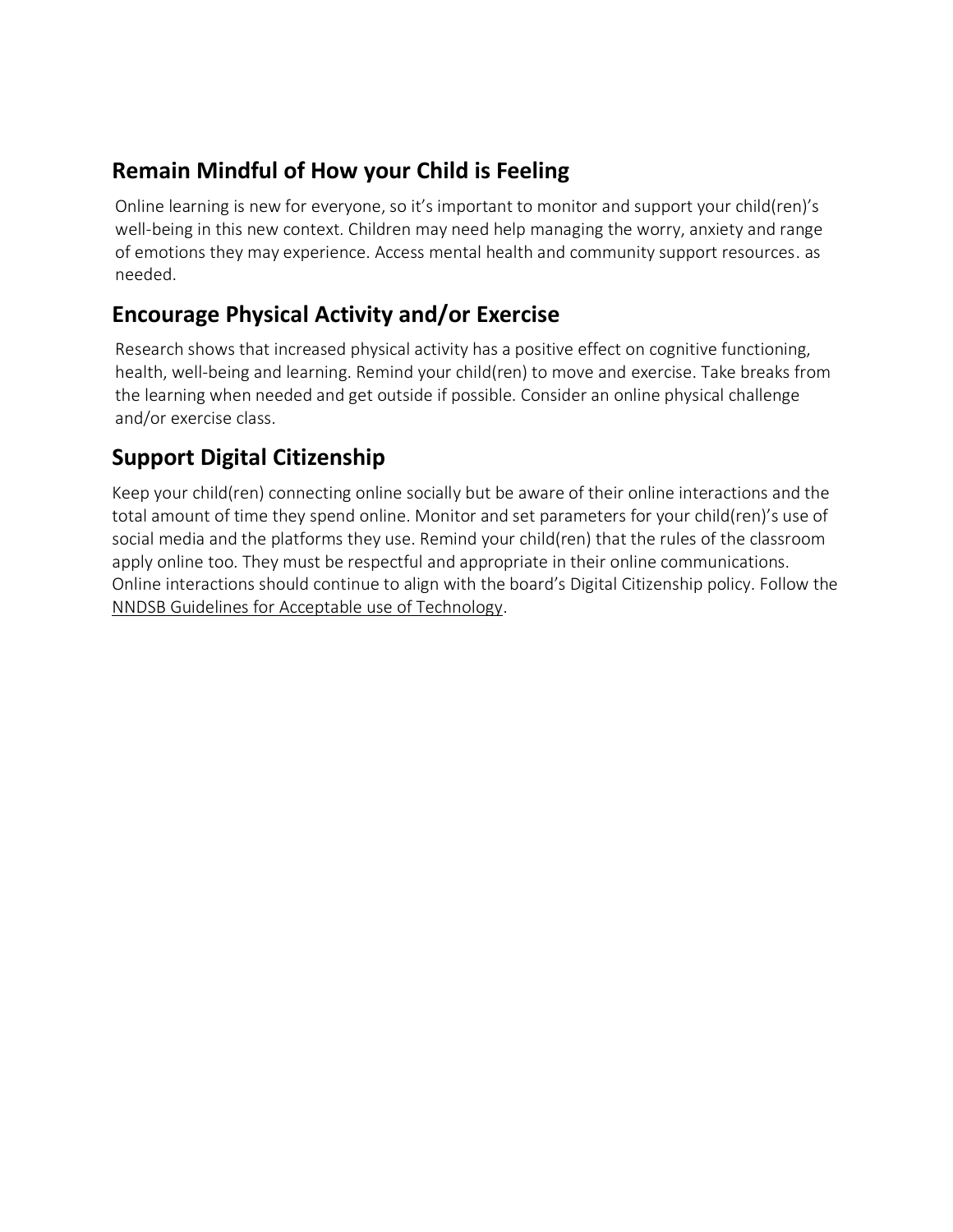## Remain Mindful of How your Child is Feeling

Online learning is new for everyone, so it's important to monitor and support your child(ren)'s well-being in this new context. Children may need help managing the worry, anxiety and range of emotions they may experience. Access mental health and community support resources. as needed.

## Encourage Physical Activity and/or Exercise

Research shows that increased physical activity has a positive effect on cognitive functioning, health, well-being and learning. Remind your child(ren) to move and exercise. Take breaks from the learning when needed and get outside if possible. Consider an online physical challenge and/or exercise class.

## Support Digital Citizenship

Keep your child(ren) connecting online socially but be aware of their online interactions and the total amount of time they spend online. Monitor and set parameters for your child(ren)'s use of social media and the platforms they use. Remind your child(ren) that the rules of the classroom apply online too. They must be respectful and appropriate in their online communications. Online interactions should continue to align with the board's Digital Citizenship policy. Follow the NNDSB Guidelines for Acceptable use of Technology.